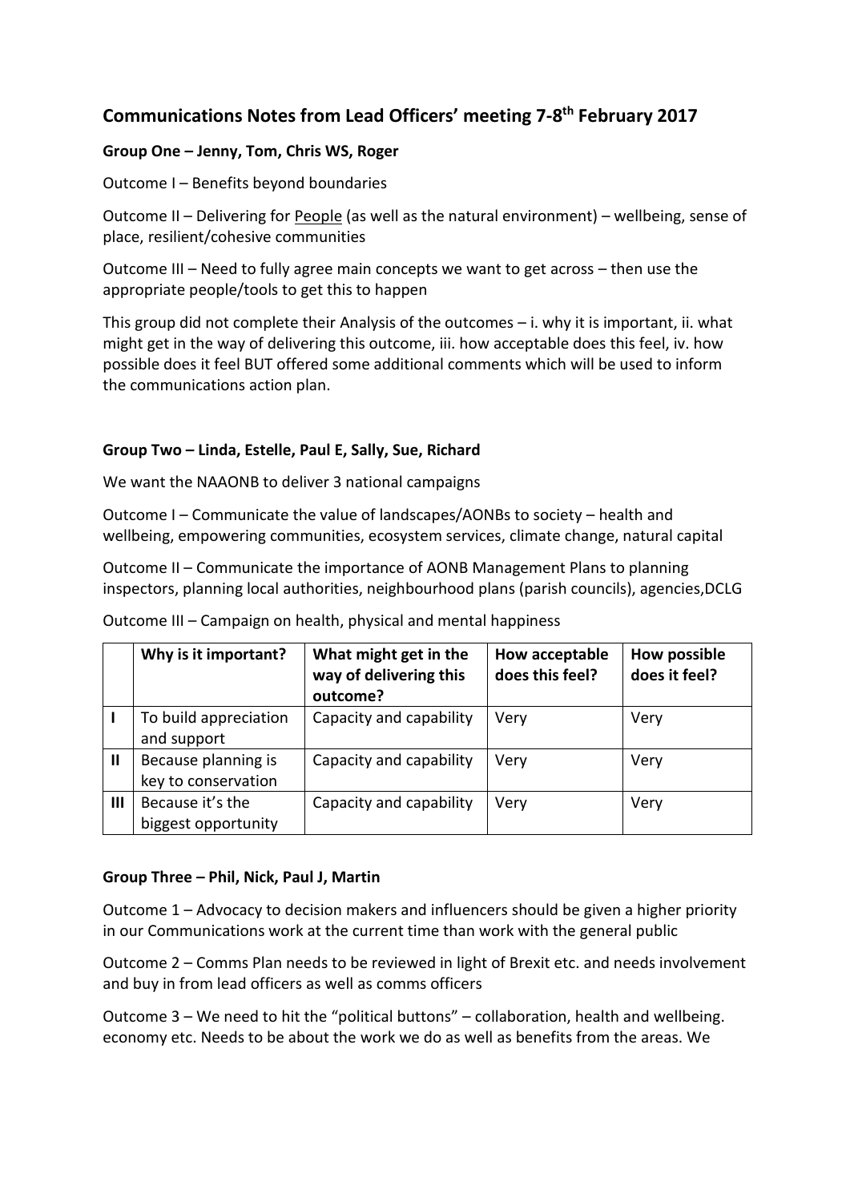## Communications Notes from Lead Officers' meeting 7-8[th] February 2017

**Group One – Jenny, Tom, Chris WS, Roger**

Outcome I – Benefits beyond boundaries

Outcome II – Delivering for <u>People</u> (as well as the natural environment) – wellbeing, sense of place, resilient/cohesive communities

Outcome III – Need to fully agree main concepts we want to get across – then use the appropriate people/tools to get this to happen

This group did not complete their Analysis of the outcomes – i. why it is important, ii. what might get in the way of delivering this outcome, iii. how acceptable does this feel, iv. how possible does it feel BUT offered some additional comments which will be used to inform the communications action plan.

**Group Two – Linda, Estelle, Paul E, Sally, Sue, Richard**

We want the NAAONB to deliver 3 national campaigns

Outcome I – Communicate the value of landscapes/AONBs to society – health and wellbeing, empowering communities, ecosystem services, climate change, natural capital

Outcome II – Communicate the importance of AONB Management Plans to planning inspectors, planning local authorities, neighbourhood plans (parish councils), agencies,DCLG

Outcome III – Campaign on health, physical and mental happiness

| | Why is it important? | What might get in the way of delivering this outcome? | How acceptable does this feel? | How possible does it feel? |
|---|---|---|---|---|
| I | To build appreciation and support | Capacity and capability | Very | Very |
| II | Because planning is key to conservation | Capacity and capability | Very | Very |
| III | Because it's the biggest opportunity | Capacity and capability | Very | Very |

**Group Three – Phil, Nick, Paul J, Martin**

Outcome 1 – Advocacy to decision makers and influencers should be given a higher priority in our Communications work at the current time than work with the general public

Outcome 2 – Comms Plan needs to be reviewed in light of Brexit etc. and needs involvement and buy in from lead officers as well as comms officers

Outcome 3 – We need to hit the "political buttons" – collaboration, health and wellbeing. economy etc. Needs to be about the work we do as well as benefits from the areas. We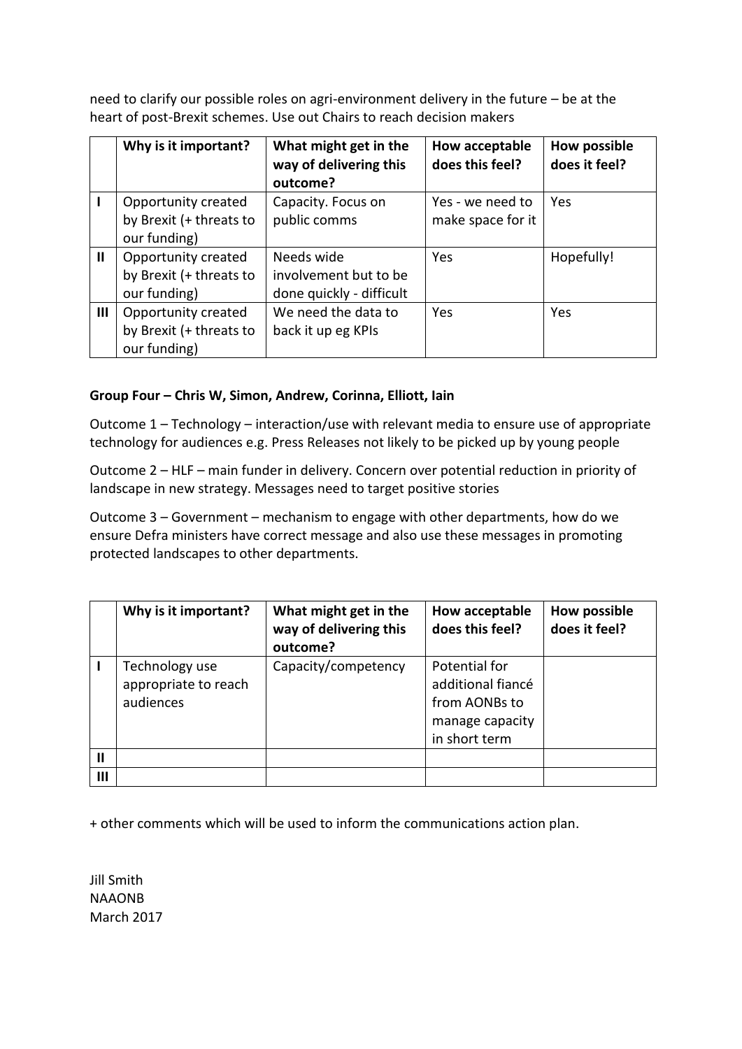need to clarify our possible roles on agri-environment delivery in the future – be at the heart of post-Brexit schemes. Use out Chairs to reach decision makers

| | Why is it important? | What might get in the way of delivering this outcome? | How acceptable does this feel? | How possible does it feel? |
|---|---|---|---|---|
| **I** | Opportunity created by Brexit (+ threats to our funding) | Capacity. Focus on public comms | Yes - we need to make space for it | Yes |
| **II** | Opportunity created by Brexit (+ threats to our funding) | Needs wide involvement but to be done quickly - difficult | Yes | Hopefully! |
| **III** | Opportunity created by Brexit (+ threats to our funding) | We need the data to back it up eg KPIs | Yes | Yes |

**Group Four – Chris W, Simon, Andrew, Corinna, Elliott, Iain**

Outcome 1 – Technology – interaction/use with relevant media to ensure use of appropriate technology for audiences e.g. Press Releases not likely to be picked up by young people

Outcome 2 – HLF – main funder in delivery. Concern over potential reduction in priority of landscape in new strategy. Messages need to target positive stories

Outcome 3 – Government – mechanism to engage with other departments, how do we ensure Defra ministers have correct message and also use these messages in promoting protected landscapes to other departments.

| | Why is it important? | What might get in the way of delivering this outcome? | How acceptable does this feel? | How possible does it feel? |
|---|---|---|---|---|
| **I** | Technology use appropriate to reach audiences | Capacity/competency | Potential for additional fiancé from AONBs to manage capacity in short term | |
| **II** | | | | |
| **III** | | | | |

+ other comments which will be used to inform the communications action plan.

Jill Smith
NAAONB
March 2017